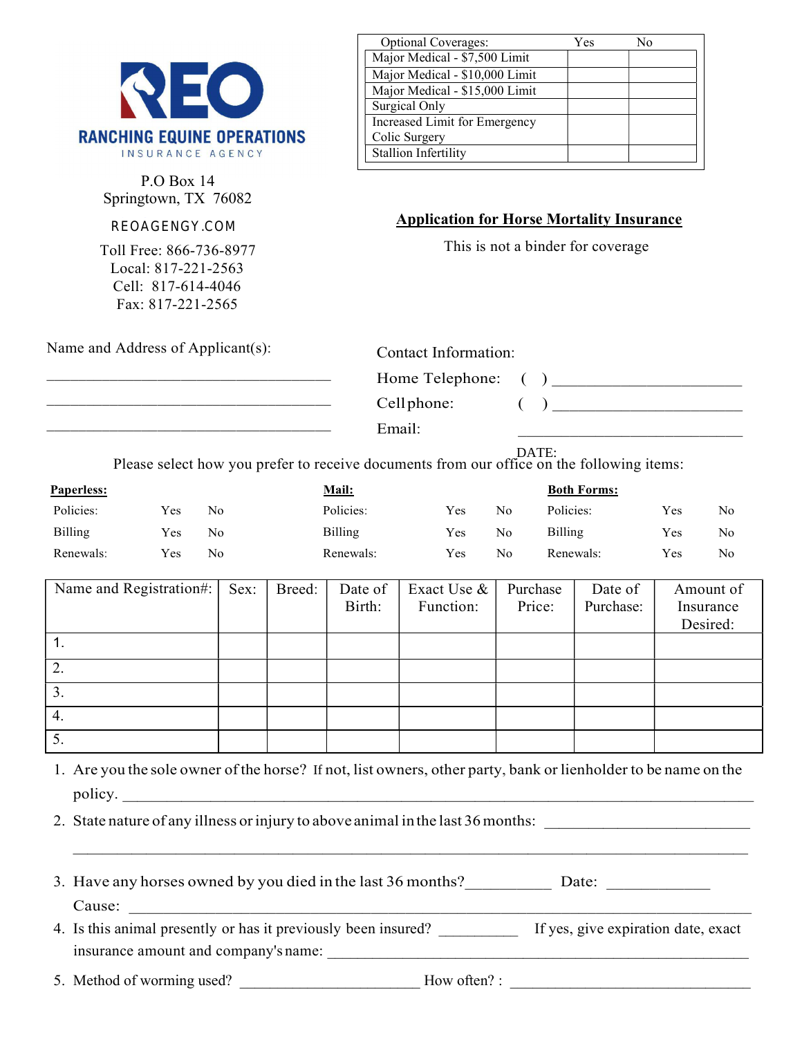**REO**

**RANCHING EQUINE OPERATIONS**

INSURANCE AGENCY

P.O Box 14
Springtown, TX 76082

REOAGENGY.COM

Toll Free: 866-736-8977
Local: 817-221-2563
Cell: 817-614-4046
Fax: 817-221-2565

| Optional Coverages: | Yes | No |
|---|---|---|
| Major Medical - $7,500 Limit | | |
| Major Medical - $10,000 Limit | | |
| Major Medical - $15,000 Limit | | |
| Surgical Only | | |
| Increased Limit for Emergency Colic Surgery | | |
| Stallion Infertility | | |

## Application for Horse Mortality Insurance

This is not a binder for coverage

Name and Address of Applicant(s):

___________________________________

___________________________________

___________________________________

Contact Information:

Home Telephone: ( ) ______________________

Cellphone: ( ) ______________________

Email: ______________________

DATE:

Please select how you prefer to receive documents from our office on the following items:

| **Paperless:** | | | **Mail:** | | | **Both Forms:** | | |
|---|---|---|---|---|---|---|---|---|
| Policies: | Yes | No | Policies: | Yes | No | Policies: | Yes | No |
| Billing | Yes | No | Billing | Yes | No | Billing | Yes | No |
| Renewals: | Yes | No | Renewals: | Yes | No | Renewals: | Yes | No |

| Name and Registration#: | Sex: | Breed: | Date of Birth: | Exact Use & Function: | Purchase Price: | Date of Purchase: | Amount of Insurance Desired: |
|---|---|---|---|---|---|---|---|
| 1. | | | | | | | |
| 2. | | | | | | | |
| 3. | | | | | | | |
| 4. | | | | | | | |
| 5. | | | | | | | |

1. Are you the sole owner of the horse? If not, list owners, other party, bank or lienholder to be name on the policy. ______________________________________________
2. State nature of any illness or injury to above animal in the last 36 months: ______________________

   ______________________________________________
3. Have any horses owned by you died in the last 36 months?__________ Date: ____________

   Cause: ______________________________________________
4. Is this animal presently or has it previously been insured? __________ If yes, give expiration date, exact insurance amount and company's name: ______________________________________________
5. Method of worming used? ______________________ How often? : ____________________________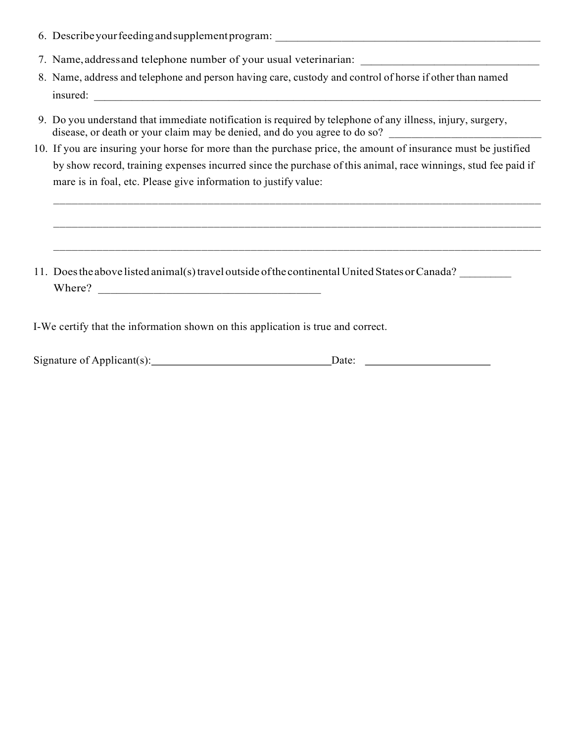6. Describe your feeding and supplement program: _______________________________________________

7. Name, address and telephone number of your usual veterinarian: _______________________________

8. Name, address and telephone and person having care, custody and control of horse if other than named insured: ________________________________________________________________________________

9. Do you understand that immediate notification is required by telephone of any illness, injury, surgery, disease, or death or your claim may be denied, and do you agree to do so? ___________________________

10. If you are insuring your horse for more than the purchase price, the amount of insurance must be justified by show record, training expenses incurred since the purchase of this animal, race winnings, stud fee paid if mare is in foal, etc. Please give information to justify value:

    ________________________________________________________________________________

    ________________________________________________________________________________

    ________________________________________________________________________________

11. Does the above listed animal(s) travel outside of the continental United States or Canada? _________
    Where? ______________________________________

I-We certify that the information shown on this application is true and correct.

Signature of Applicant(s):________________________________Date: ______________________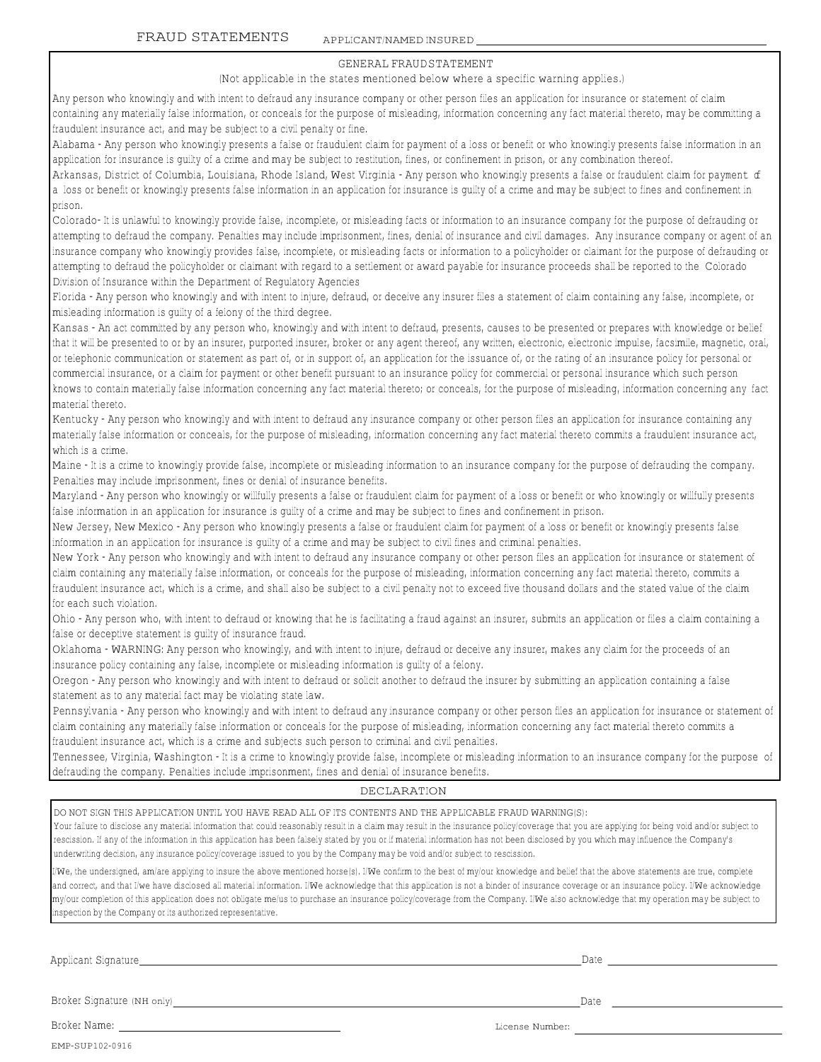# FRAUD STATEMENTS

APPLICANT/NAMED INSURED ______________________________

## GENERAL FRAUD STATEMENT

(Not applicable in the states mentioned below where a specific warning applies.)

Any person who knowingly and with intent to defraud any insurance company or other person files an application for insurance or statement of claim containing any materially false information, or conceals for the purpose of misleading, information concerning any fact material thereto, may be committing a fraudulent insurance act, and may be subject to a civil penalty or fine.

Alabama - Any person who knowingly presents a false or fraudulent claim for payment of a loss or benefit or who knowingly presents false information in an application for insurance is guilty of a crime and may be subject to restitution, fines, or confinement in prison, or any combination thereof.

Arkansas, District of Columbia, Louisiana, Rhode Island, West Virginia - Any person who knowingly presents a false or fraudulent claim for payment of a loss or benefit or knowingly presents false information in an application for insurance is guilty of a crime and may be subject to fines and confinement in prison.

Colorado- It is unlawful to knowingly provide false, incomplete, or misleading facts or information to an insurance company for the purpose of defrauding or attempting to defraud the company. Penalties may include imprisonment, fines, denial of insurance and civil damages. Any insurance company or agent of an insurance company who knowingly provides false, incomplete, or misleading facts or information to a policyholder or claimant for the purpose of defrauding or attempting to defraud the policyholder or claimant with regard to a settlement or award payable for insurance proceeds shall be reported to the Colorado Division of Insurance within the Department of Regulatory Agencies

Florida - Any person who knowingly and with intent to injure, defraud, or deceive any insurer files a statement of claim containing any false, incomplete, or misleading information is guilty of a felony of the third degree.

Kansas - An act committed by any person who, knowingly and with intent to defraud, presents, causes to be presented or prepares with knowledge or belief that it will be presented to or by an insurer, purported insurer, broker or any agent thereof, any written, electronic, electronic impulse, facsimile, magnetic, oral, or telephonic communication or statement as part of, or in support of, an application for the issuance of, or the rating of an insurance policy for personal or commercial insurance, or a claim for payment or other benefit pursuant to an insurance policy for commercial or personal insurance which such person knows to contain materially false information concerning any fact material thereto; or conceals, for the purpose of misleading, information concerning any fact material thereto.

Kentucky - Any person who knowingly and with intent to defraud any insurance company or other person files an application for insurance containing any materially false information or conceals, for the purpose of misleading, information concerning any fact material thereto commits a fraudulent insurance act, which is a crime.

Maine - It is a crime to knowingly provide false, incomplete or misleading information to an insurance company for the purpose of defrauding the company. Penalties may include imprisonment, fines or denial of insurance benefits.

Maryland - Any person who knowingly or willfully presents a false or fraudulent claim for payment of a loss or benefit or who knowingly or willfully presents false information in an application for insurance is guilty of a crime and may be subject to fines and confinement in prison.

New Jersey, New Mexico - Any person who knowingly presents a false or fraudulent claim for payment of a loss or benefit or knowingly presents false information in an application for insurance is guilty of a crime and may be subject to civil fines and criminal penalties.

New York - Any person who knowingly and with intent to defraud any insurance company or other person files an application for insurance or statement of claim containing any materially false information, or conceals for the purpose of misleading, information concerning any fact material thereto, commits a fraudulent insurance act, which is a crime, and shall also be subject to a civil penalty not to exceed five thousand dollars and the stated value of the claim for each such violation.

Ohio - Any person who, with intent to defraud or knowing that he is facilitating a fraud against an insurer, submits an application or files a claim containing a false or deceptive statement is guilty of insurance fraud.

Oklahoma - WARNING: Any person who knowingly, and with intent to injure, defraud or deceive any insurer, makes any claim for the proceeds of an insurance policy containing any false, incomplete or misleading information is guilty of a felony.

Oregon - Any person who knowingly and with intent to defraud or solicit another to defraud the insurer by submitting an application containing a false statement as to any material fact may be violating state law.

Pennsylvania - Any person who knowingly and with intent to defraud any insurance company or other person files an application for insurance or statement of claim containing any materially false information or conceals for the purpose of misleading, information concerning any fact material thereto commits a fraudulent insurance act, which is a crime and subjects such person to criminal and civil penalties.

Tennessee, Virginia, Washington - It is a crime to knowingly provide false, incomplete or misleading information to an insurance company for the purpose of defrauding the company. Penalties include imprisonment, fines and denial of insurance benefits.

## DECLARATION

DO NOT SIGN THIS APPLICATION UNTIL YOU HAVE READ ALL OF ITS CONTENTS AND THE APPLICABLE FRAUD WARNING(S):

Your failure to disclose any material information that could reasonably result in a claim may result in the insurance policy/coverage that you are applying for being void and/or subject to rescission. If any of the information in this application has been falsely stated by you or if material information has not been disclosed by you which may influence the Company's underwriting decision, any insurance policy/coverage issued to you by the Company may be void and/or subject to rescission.

I/We, the undersigned, am/are applying to insure the above mentioned horse(s). I/We confirm to the best of my/our knowledge and belief that the above statements are true, complete and correct, and that I/we have disclosed all material information. I/We acknowledge that this application is not a binder of insurance coverage or an insurance policy. I/We acknowledge my/our completion of this application does not obligate me/us to purchase an insurance policy/coverage from the Company. I/We also acknowledge that my operation may be subject to inspection by the Company or its authorized representative.

Applicant Signature ______________________________ Date ______________

Broker Signature (NH only) ______________________________ Date ______________

Broker Name: ______________________________ License Number: ______________

EMP-SUP102-0916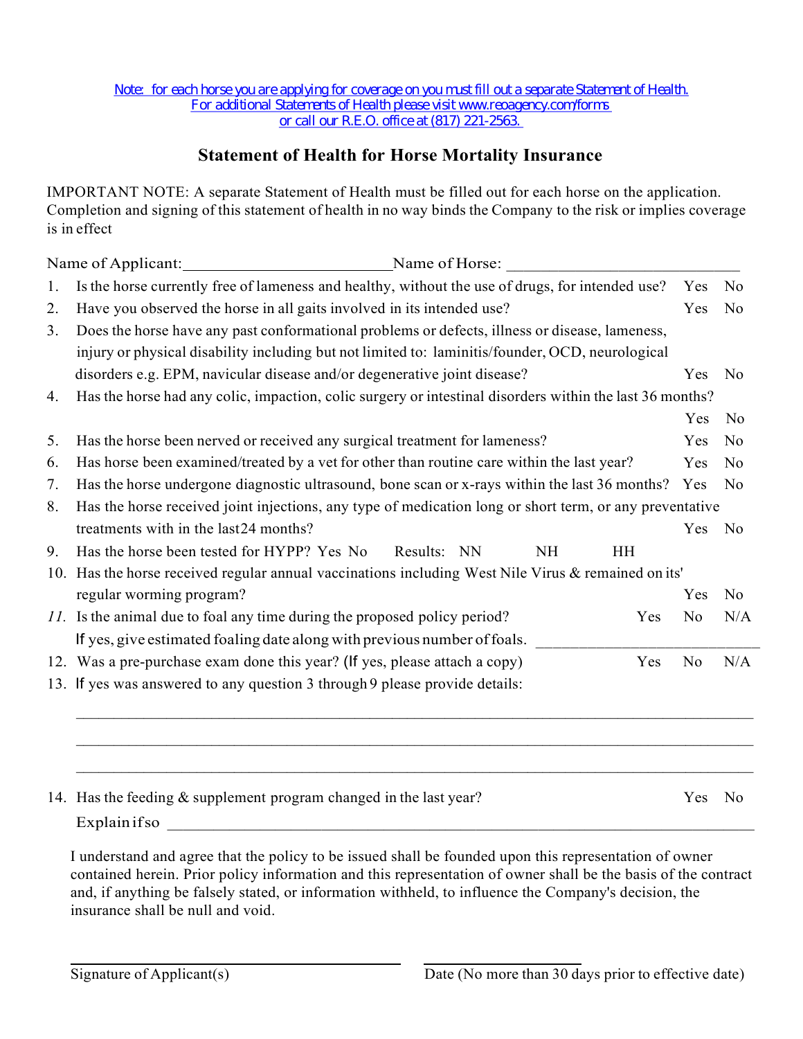Note: for each horse you are applying for coverage on you must fill out a separate Statement of Health.
For additional Statements of Health please visit www.reoagency.com/forms
or call our R.E.O. office at (817) 221-2563.

## Statement of Health for Horse Mortality Insurance

IMPORTANT NOTE: A separate Statement of Health must be filled out for each horse on the application. Completion and signing of this statement of health in no way binds the Company to the risk or implies coverage is in effect

Name of Applicant:_________________________Name of Horse: ____________________________

1. Is the horse currently free of lameness and healthy, without the use of drugs, for intended use? Yes No
2. Have you observed the horse in all gaits involved in its intended use? Yes No
3. Does the horse have any past conformational problems or defects, illness or disease, lameness, injury or physical disability including but not limited to: laminitis/founder, OCD, neurological disorders e.g. EPM, navicular disease and/or degenerative joint disease? Yes No
4. Has the horse had any colic, impaction, colic surgery or intestinal disorders within the last 36 months? Yes No
5. Has the horse been nerved or received any surgical treatment for lameness? Yes No
6. Has horse been examined/treated by a vet for other than routine care within the last year? Yes No
7. Has the horse undergone diagnostic ultrasound, bone scan or x-rays within the last 36 months? Yes No
8. Has the horse received joint injections, any type of medication long or short term, or any preventative treatments with in the last24 months? Yes No
9. Has the horse been tested for HYPP? Yes No Results: NN NH HH
10. Has the horse received regular annual vaccinations including West Nile Virus & remained on its' regular worming program? Yes No
11. Is the animal due to foal any time during the proposed policy period? Yes No N/A
    If yes, give estimated foaling date along with previous number of foals. ___________________________
12. Was a pre-purchase exam done this year? (If yes, please attach a copy) Yes No N/A
13. If yes was answered to any question 3 through 9 please provide details:

    ________________________________________________________________________________

    ________________________________________________________________________________

    ________________________________________________________________________________

14. Has the feeding & supplement program changed in the last year? Yes No
    Explain if so ______________________________________________________________________

I understand and agree that the policy to be issued shall be founded upon this representation of owner contained herein. Prior policy information and this representation of owner shall be the basis of the contract and, if anything be falsely stated, or information withheld, to influence the Company's decision, the insurance shall be null and void.

______________________________ ______________________________
Signature of Applicant(s) Date (No more than 30 days prior to effective date)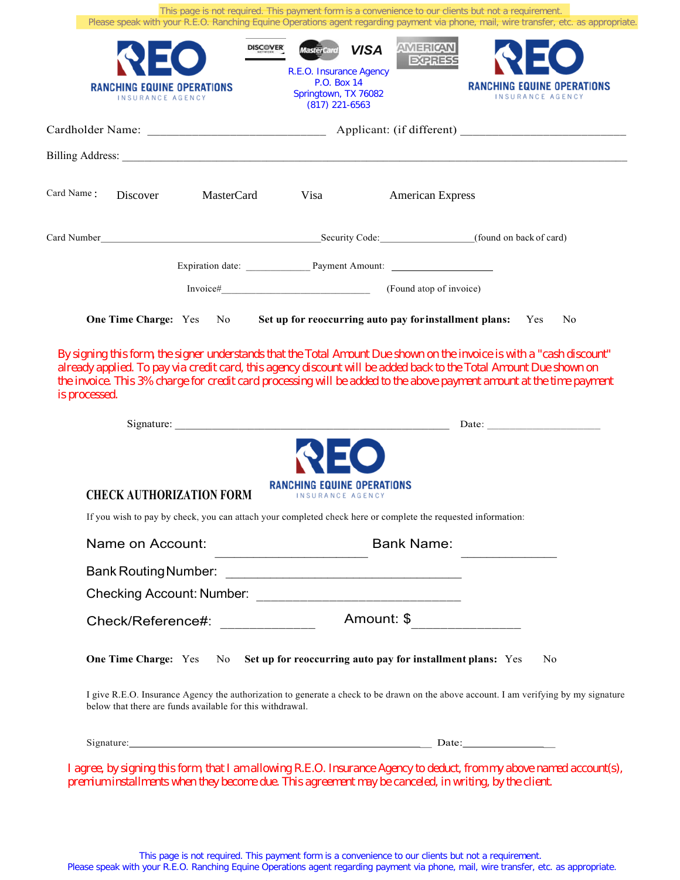This page is not required. This payment form is a convenience to our clients but not a requirement.
Please speak with your R.E.O. Ranching Equine Operations agent regarding payment via phone, mail, wire transfer, etc. as appropriate.

REO RANCHING EQUINE OPERATIONS INSURANCE AGENCY

DISCOVER MasterCard VISA AMERICAN EXPRESS

R.E.O. Insurance Agency
P.O. Box 14
Springtown, TX 76082
(817) 221-6563

REO RANCHING EQUINE OPERATIONS INSURANCE AGENCY

Cardholder Name: ______________________________ Applicant: (if different) ____________________________

Billing Address: ________________________________________________________________________________

Card Name : Discover MasterCard Visa American Express

Card Number_____________________________________________Security Code:__________________(found on back of card)

Expiration date: _____________ Payment Amount: ______________

Invoice#_____________________________ (Found atop of invoice)

**One Time Charge:** Yes No **Set up for reoccurring auto pay for installment plans:** Yes No

By signing this form, the signer understands that the Total Amount Due shown on the invoice is with a "cash discount" already applied. To pay via credit card, this agency discount will be added back to the Total Amount Due shown on the invoice. This 3% charge for credit card processing will be added to the above payment amount at the time payment is processed.

Signature: ______________________________________________________ Date: ____________________

REO RANCHING EQUINE OPERATIONS INSURANCE AGENCY

## CHECK AUTHORIZATION FORM

If you wish to pay by check, you can attach your completed check here or complete the requested information:

Name on Account: ________________________ Bank Name: _______________

Bank Routing Number: ______________________________________

Checking Account: Number: ________________________________

Check/Reference#: ____________ Amount: $_______________

**One Time Charge:** Yes No **Set up for reoccurring auto pay for installment plans:** Yes No

I give R.E.O. Insurance Agency the authorization to generate a check to be drawn on the above account. I am verifying by my signature below that there are funds available for this withdrawal.

Signature:_________________________________________________________ Date:________________

I agree, by signing this form, that I am allowing R.E.O. Insurance Agency to deduct, from my above named account(s), premium installments when they become due. This agreement may be canceled, in writing, by the client.

This page is not required. This payment form is a convenience to our clients but not a requirement.
Please speak with your R.E.O. Ranching Equine Operations agent regarding payment via phone, mail, wire transfer, etc. as appropriate.